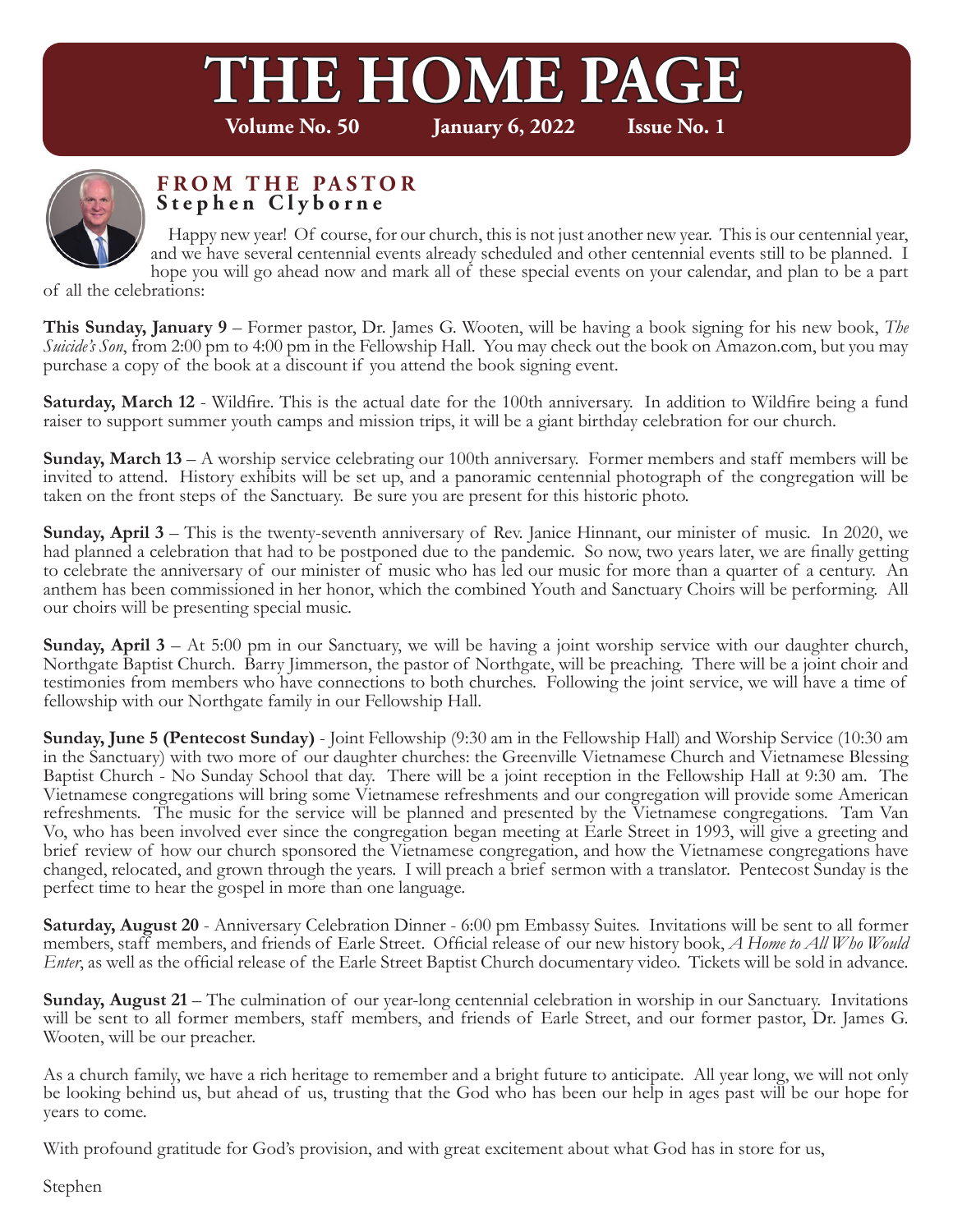# THE HOME PAGE

**Volume No. 50** **January 6, 2022** **Issue No. 1**

## FROM THE PASTOR
### Stephen Clyborne

Happy new year! Of course, for our church, this is not just another new year. This is our centennial year, and we have several centennial events already scheduled and other centennial events still to be planned. I hope you will go ahead now and mark all of these special events on your calendar, and plan to be a part of all the celebrations:

**This Sunday, January 9** – Former pastor, Dr. James G. Wooten, will be having a book signing for his new book, *The Suicide's Son*, from 2:00 pm to 4:00 pm in the Fellowship Hall. You may check out the book on Amazon.com, but you may purchase a copy of the book at a discount if you attend the book signing event.

**Saturday, March 12** - Wildfire. This is the actual date for the 100th anniversary. In addition to Wildfire being a fund raiser to support summer youth camps and mission trips, it will be a giant birthday celebration for our church.

**Sunday, March 13** – A worship service celebrating our 100th anniversary. Former members and staff members will be invited to attend. History exhibits will be set up, and a panoramic centennial photograph of the congregation will be taken on the front steps of the Sanctuary. Be sure you are present for this historic photo.

**Sunday, April 3** – This is the twenty-seventh anniversary of Rev. Janice Hinnant, our minister of music. In 2020, we had planned a celebration that had to be postponed due to the pandemic. So now, two years later, we are finally getting to celebrate the anniversary of our minister of music who has led our music for more than a quarter of a century. An anthem has been commissioned in her honor, which the combined Youth and Sanctuary Choirs will be performing. All our choirs will be presenting special music.

**Sunday, April 3** – At 5:00 pm in our Sanctuary, we will be having a joint worship service with our daughter church, Northgate Baptist Church. Barry Jimmerson, the pastor of Northgate, will be preaching. There will be a joint choir and testimonies from members who have connections to both churches. Following the joint service, we will have a time of fellowship with our Northgate family in our Fellowship Hall.

**Sunday, June 5 (Pentecost Sunday)** - Joint Fellowship (9:30 am in the Fellowship Hall) and Worship Service (10:30 am in the Sanctuary) with two more of our daughter churches: the Greenville Vietnamese Church and Vietnamese Blessing Baptist Church - No Sunday School that day. There will be a joint reception in the Fellowship Hall at 9:30 am. The Vietnamese congregations will bring some Vietnamese refreshments and our congregation will provide some American refreshments. The music for the service will be planned and presented by the Vietnamese congregations. Tam Van Vo, who has been involved ever since the congregation began meeting at Earle Street in 1993, will give a greeting and brief review of how our church sponsored the Vietnamese congregation, and how the Vietnamese congregations have changed, relocated, and grown through the years. I will preach a brief sermon with a translator. Pentecost Sunday is the perfect time to hear the gospel in more than one language.

**Saturday, August 20** - Anniversary Celebration Dinner - 6:00 pm Embassy Suites. Invitations will be sent to all former members, staff members, and friends of Earle Street. Official release of our new history book, *A Home to All Who Would Enter*, as well as the official release of the Earle Street Baptist Church documentary video. Tickets will be sold in advance.

**Sunday, August 21** – The culmination of our year-long centennial celebration in worship in our Sanctuary. Invitations will be sent to all former members, staff members, and friends of Earle Street, and our former pastor, Dr. James G. Wooten, will be our preacher.

As a church family, we have a rich heritage to remember and a bright future to anticipate. All year long, we will not only be looking behind us, but ahead of us, trusting that the God who has been our help in ages past will be our hope for years to come.

With profound gratitude for God's provision, and with great excitement about what God has in store for us,

Stephen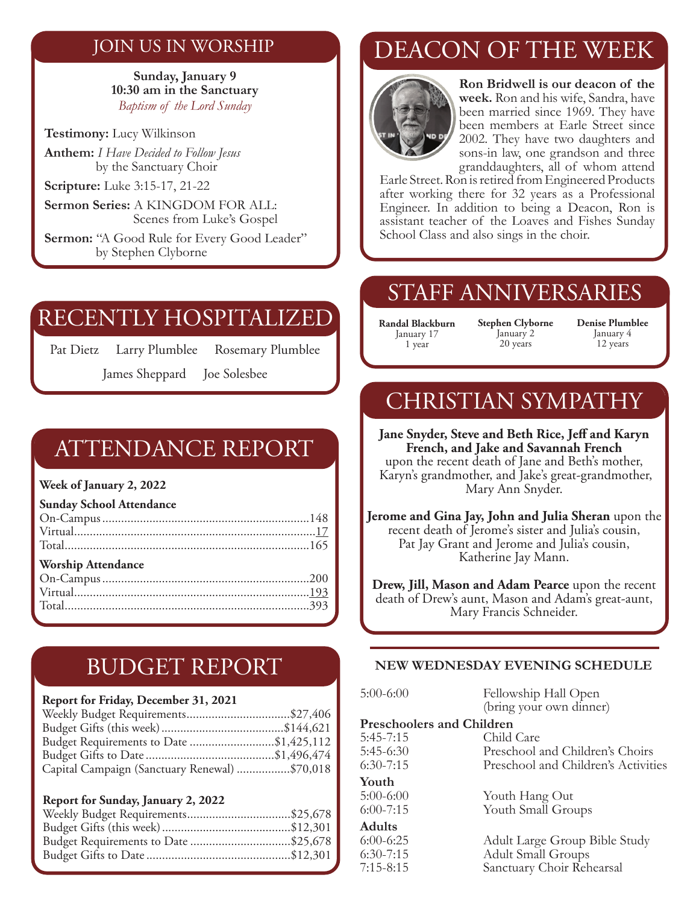## JOIN US IN WORSHIP

**Sunday, January 9**
**10:30 am in the Sanctuary**
*Baptism of the Lord Sunday*

**Testimony:** Lucy Wilkinson

**Anthem:** *I Have Decided to Follow Jesus* by the Sanctuary Choir

**Scripture:** Luke 3:15-17, 21-22

**Sermon Series:** A KINGDOM FOR ALL: Scenes from Luke's Gospel

**Sermon:** "A Good Rule for Every Good Leader" by Stephen Clyborne

## RECENTLY HOSPITALIZED

Pat Dietz    Larry Plumblee    Rosemary Plumblee

James Sheppard    Joe Solesbee

## ATTENDANCE REPORT

**Week of January 2, 2022**

**Sunday School Attendance**

| | |
|---|---|
| On-Campus | 148 |
| Virtual | 17 |
| Total | 165 |

**Worship Attendance**

| | |
|---|---|
| On-Campus | 200 |
| Virtual | 193 |
| Total | 393 |

## BUDGET REPORT

**Report for Friday, December 31, 2021**

| | |
|---|---|
| Weekly Budget Requirements | $27,406 |
| Budget Gifts (this week) | $144,621 |
| Budget Requirements to Date | $1,425,112 |
| Budget Gifts to Date | $1,496,474 |
| Capital Campaign (Sanctuary Renewal) | $70,018 |

**Report for Sunday, January 2, 2022**

| | |
|---|---|
| Weekly Budget Requirements | $25,678 |
| Budget Gifts (this week) | $12,301 |
| Budget Requirements to Date | $25,678 |
| Budget Gifts to Date | $12,301 |

## DEACON OF THE WEEK

**Ron Bridwell is our deacon of the week.** Ron and his wife, Sandra, have been married since 1969. They have been members at Earle Street since 2002. They have two daughters and sons-in law, one grandson and three granddaughters, all of whom attend Earle Street. Ron is retired from Engineered Products after working there for 32 years as a Professional Engineer. In addition to being a Deacon, Ron is assistant teacher of the Loaves and Fishes Sunday School Class and also sings in the choir.

## STAFF ANNIVERSARIES

**Randal Blackburn**
January 17
1 year

**Stephen Clyborne**
January 2
20 years

**Denise Plumblee**
January 4
12 years

## CHRISTIAN SYMPATHY

**Jane Snyder, Steve and Beth Rice, Jeff and Karyn French, and Jake and Savannah French** upon the recent death of Jane and Beth's mother, Karyn's grandmother, and Jake's great-grandmother, Mary Ann Snyder.

**Jerome and Gina Jay, John and Julia Sheran** upon the recent death of Jerome's sister and Julia's cousin, Pat Jay Grant and Jerome and Julia's cousin, Katherine Jay Mann.

**Drew, Jill, Mason and Adam Pearce** upon the recent death of Drew's aunt, Mason and Adam's great-aunt, Mary Francis Schneider.

### NEW WEDNESDAY EVENING SCHEDULE

| | |
|---|---|
| 5:00-6:00 | Fellowship Hall Open (bring your own dinner) |

**Preschoolers and Children**

| | |
|---|---|
| 5:45-7:15 | Child Care |
| 5:45-6:30 | Preschool and Children's Choirs |
| 6:30-7:15 | Preschool and Children's Activities |

**Youth**

| | |
|---|---|
| 5:00-6:00 | Youth Hang Out |
| 6:00-7:15 | Youth Small Groups |

**Adults**

| | |
|---|---|
| 6:00-6:25 | Adult Large Group Bible Study |
| 6:30-7:15 | Adult Small Groups |
| 7:15-8:15 | Sanctuary Choir Rehearsal |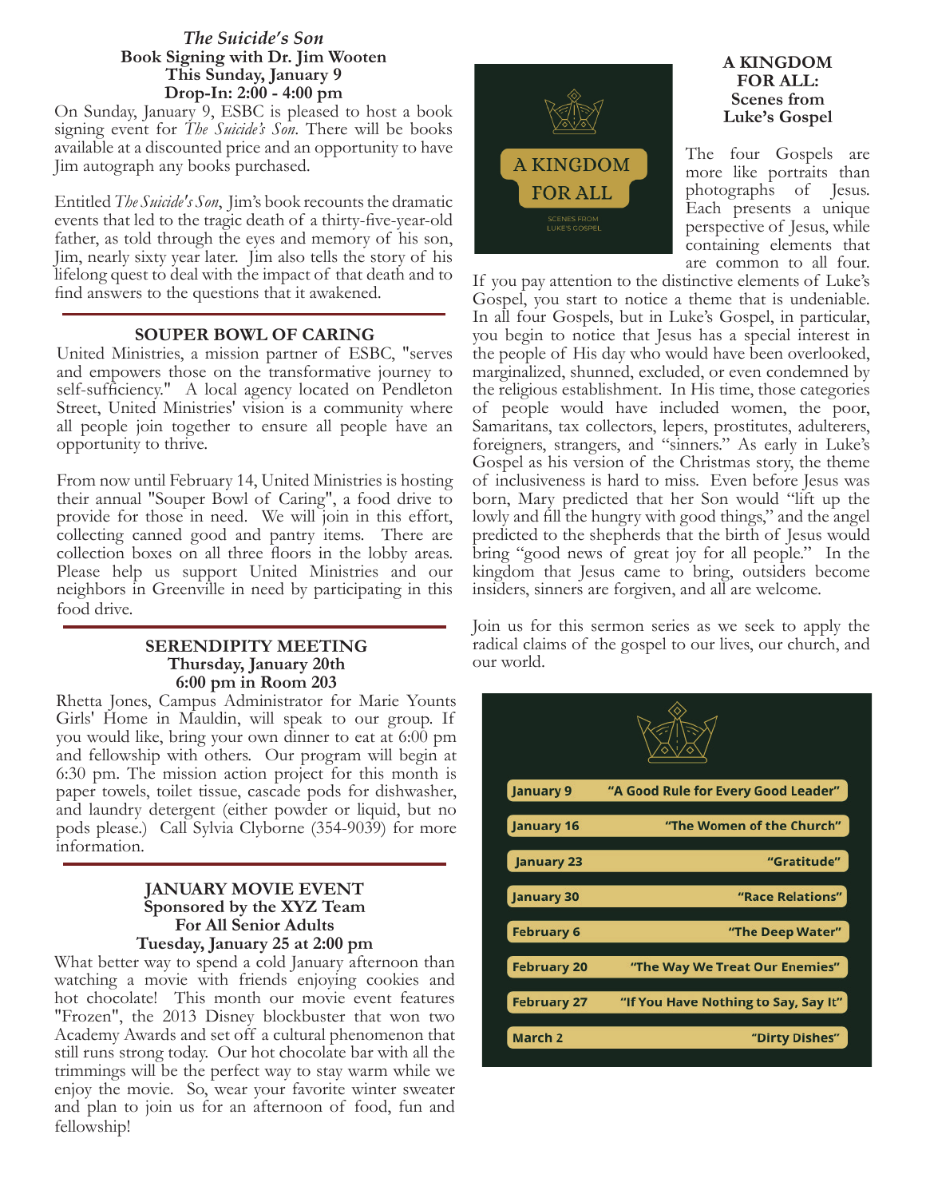### *The Suicide's Son*
### Book Signing with Dr. Jim Wooten
### This Sunday, January 9
### Drop-In: 2:00 - 4:00 pm

On Sunday, January 9, ESBC is pleased to host a book signing event for *The Suicide's Son*. There will be books available at a discounted price and an opportunity to have Jim autograph any books purchased.

Entitled *The Suicide's Son*, Jim's book recounts the dramatic events that led to the tragic death of a thirty-five-year-old father, as told through the eyes and memory of his son, Jim, nearly sixty year later. Jim also tells the story of his lifelong quest to deal with the impact of that death and to find answers to the questions that it awakened.

### SOUPER BOWL OF CARING

United Ministries, a mission partner of ESBC, "serves and empowers those on the transformative journey to self-sufficiency." A local agency located on Pendleton Street, United Ministries' vision is a community where all people join together to ensure all people have an opportunity to thrive.

From now until February 14, United Ministries is hosting their annual "Souper Bowl of Caring", a food drive to provide for those in need. We will join in this effort, collecting canned good and pantry items. There are collection boxes on all three floors in the lobby areas. Please help us support United Ministries and our neighbors in Greenville in need by participating in this food drive.

### SERENDIPITY MEETING
### Thursday, January 20th
### 6:00 pm in Room 203

Rhetta Jones, Campus Administrator for Marie Younts Girls' Home in Mauldin, will speak to our group. If you would like, bring your own dinner to eat at 6:00 pm and fellowship with others. Our program will begin at 6:30 pm. The mission action project for this month is paper towels, toilet tissue, cascade pods for dishwasher, and laundry detergent (either powder or liquid, but no pods please.) Call Sylvia Clyborne (354-9039) for more information.

### JANUARY MOVIE EVENT
### Sponsored by the XYZ Team
### For All Senior Adults
### Tuesday, January 25 at 2:00 pm

What better way to spend a cold January afternoon than watching a movie with friends enjoying cookies and hot chocolate! This month our movie event features "Frozen", the 2013 Disney blockbuster that won two Academy Awards and set off a cultural phenomenon that still runs strong today. Our hot chocolate bar with all the trimmings will be the perfect way to stay warm while we enjoy the movie. So, wear your favorite winter sweater and plan to join us for an afternoon of food, fun and fellowship!

### A KINGDOM FOR ALL: Scenes from Luke's Gospel

A KINGDOM FOR ALL

SCENES FROM LUKE'S GOSPEL

The four Gospels are more like portraits than photographs of Jesus. Each presents a unique perspective of Jesus, while containing elements that are common to all four. If you pay attention to the distinctive elements of Luke's Gospel, you start to notice a theme that is undeniable. In all four Gospels, but in Luke's Gospel, in particular, you begin to notice that Jesus has a special interest in the people of His day who would have been overlooked, marginalized, shunned, excluded, or even condemned by the religious establishment. In His time, those categories of people would have included women, the poor, Samaritans, tax collectors, lepers, prostitutes, adulterers, foreigners, strangers, and "sinners." As early in Luke's Gospel as his version of the Christmas story, the theme of inclusiveness is hard to miss. Even before Jesus was born, Mary predicted that her Son would "lift up the lowly and fill the hungry with good things," and the angel predicted to the shepherds that the birth of Jesus would bring "good news of great joy for all people." In the kingdom that Jesus came to bring, outsiders become insiders, sinners are forgiven, and all are welcome.

Join us for this sermon series as we seek to apply the radical claims of the gospel to our lives, our church, and our world.

| Date | Sermon |
| --- | --- |
| January 9 | "A Good Rule for Every Good Leader" |
| January 16 | "The Women of the Church" |
| January 23 | "Gratitude" |
| January 30 | "Race Relations" |
| February 6 | "The Deep Water" |
| February 20 | "The Way We Treat Our Enemies" |
| February 27 | "If You Have Nothing to Say, Say It" |
| March 2 | "Dirty Dishes" |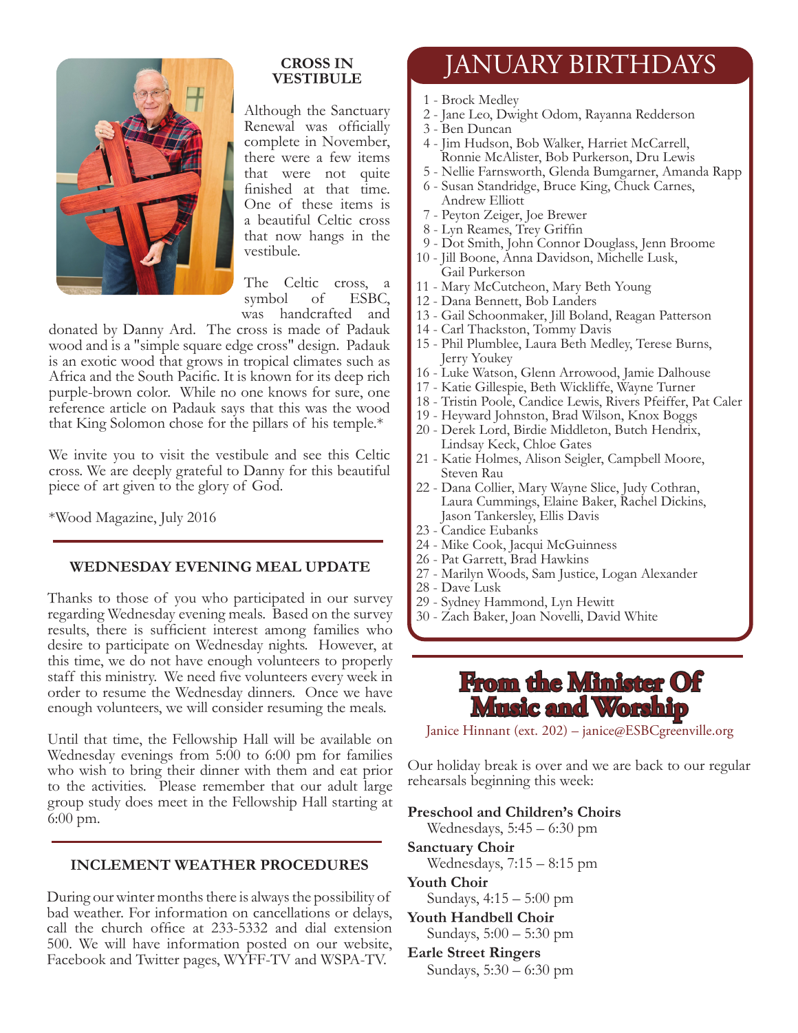## CROSS IN VESTIBULE

Although the Sanctuary Renewal was officially complete in November, there were a few items that were not quite finished at that time. One of these items is a beautiful Celtic cross that now hangs in the vestibule.

The Celtic cross, a symbol of ESBC, was handcrafted and donated by Danny Ard. The cross is made of Padauk wood and is a "simple square edge cross" design. Padauk is an exotic wood that grows in tropical climates such as Africa and the South Pacific. It is known for its deep rich purple-brown color. While no one knows for sure, one reference article on Padauk says that this was the wood that King Solomon chose for the pillars of his temple.*

We invite you to visit the vestibule and see this Celtic cross. We are deeply grateful to Danny for this beautiful piece of art given to the glory of God.

*Wood Magazine, July 2016

## WEDNESDAY EVENING MEAL UPDATE

Thanks to those of you who participated in our survey regarding Wednesday evening meals. Based on the survey results, there is sufficient interest among families who desire to participate on Wednesday nights. However, at this time, we do not have enough volunteers to properly staff this ministry. We need five volunteers every week in order to resume the Wednesday dinners. Once we have enough volunteers, we will consider resuming the meals.

Until that time, the Fellowship Hall will be available on Wednesday evenings from 5:00 to 6:00 pm for families who wish to bring their dinner with them and eat prior to the activities. Please remember that our adult large group study does meet in the Fellowship Hall starting at 6:00 pm.

## INCLEMENT WEATHER PROCEDURES

During our winter months there is always the possibility of bad weather. For information on cancellations or delays, call the church office at 233-5332 and dial extension 500. We will have information posted on our website, Facebook and Twitter pages, WYFF-TV and WSPA-TV.

## JANUARY BIRTHDAYS

1 - Brock Medley
2 - Jane Leo, Dwight Odom, Rayanna Redderson
3 - Ben Duncan
4 - Jim Hudson, Bob Walker, Harriet McCarrell, Ronnie McAlister, Bob Purkerson, Dru Lewis
5 - Nellie Farnsworth, Glenda Bumgarner, Amanda Rapp
6 - Susan Standridge, Bruce King, Chuck Carnes, Andrew Elliott
7 - Peyton Zeiger, Joe Brewer
8 - Lyn Reames, Trey Griffin
9 - Dot Smith, John Connor Douglass, Jenn Broome
10 - Jill Boone, Anna Davidson, Michelle Lusk, Gail Purkerson
11 - Mary McCutcheon, Mary Beth Young
12 - Dana Bennett, Bob Landers
13 - Gail Schoonmaker, Jill Boland, Reagan Patterson
14 - Carl Thackston, Tommy Davis
15 - Phil Plumblee, Laura Beth Medley, Terese Burns, Jerry Youkey
16 - Luke Watson, Glenn Arrowood, Jamie Dalhouse
17 - Katie Gillespie, Beth Wickliffe, Wayne Turner
18 - Tristin Poole, Candice Lewis, Rivers Pfeiffer, Pat Caler
19 - Heyward Johnston, Brad Wilson, Knox Boggs
20 - Derek Lord, Birdie Middleton, Butch Hendrix, Lindsay Keck, Chloe Gates
21 - Katie Holmes, Alison Seigler, Campbell Moore, Steven Rau
22 - Dana Collier, Mary Wayne Slice, Judy Cothran, Laura Cummings, Elaine Baker, Rachel Dickins, Jason Tankersley, Ellis Davis
23 - Candice Eubanks
24 - Mike Cook, Jacqui McGuinness
26 - Pat Garrett, Brad Hawkins
27 - Marilyn Woods, Sam Justice, Logan Alexander
28 - Dave Lusk
29 - Sydney Hammond, Lyn Hewitt
30 - Zach Baker, Joan Novelli, David White

## From the Minister Of Music and Worship

Janice Hinnant (ext. 202) – janice@ESBCgreenville.org

Our holiday break is over and we are back to our regular rehearsals beginning this week:

**Preschool and Children's Choirs**
Wednesdays, 5:45 – 6:30 pm

**Sanctuary Choir**
Wednesdays, 7:15 – 8:15 pm

**Youth Choir**
Sundays, 4:15 – 5:00 pm

**Youth Handbell Choir**
Sundays, 5:00 – 5:30 pm

**Earle Street Ringers**
Sundays, 5:30 – 6:30 pm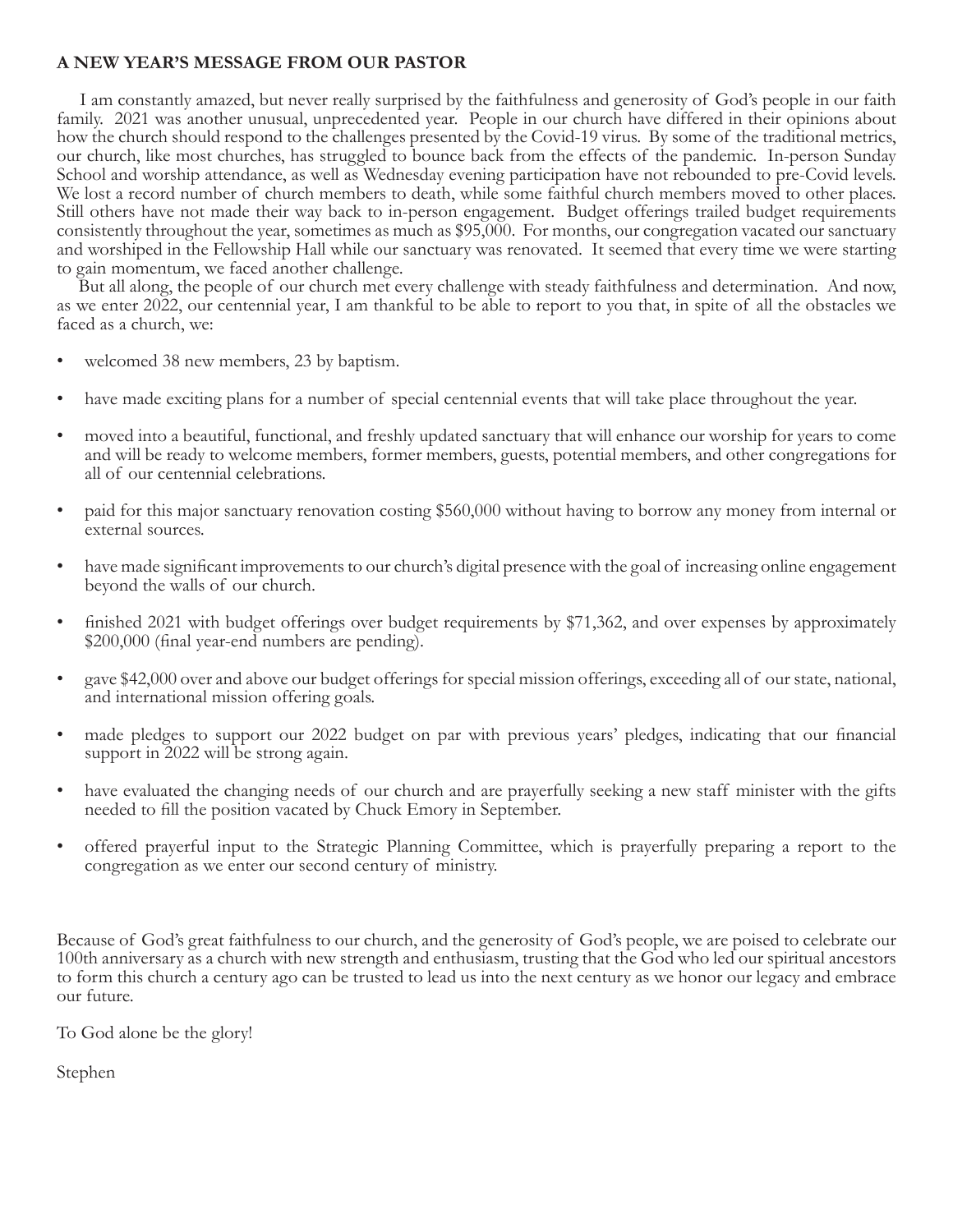**A NEW YEAR'S MESSAGE FROM OUR PASTOR**

I am constantly amazed, but never really surprised by the faithfulness and generosity of God's people in our faith family. 2021 was another unusual, unprecedented year. People in our church have differed in their opinions about how the church should respond to the challenges presented by the Covid-19 virus. By some of the traditional metrics, our church, like most churches, has struggled to bounce back from the effects of the pandemic. In-person Sunday School and worship attendance, as well as Wednesday evening participation have not rebounded to pre-Covid levels. We lost a record number of church members to death, while some faithful church members moved to other places. Still others have not made their way back to in-person engagement. Budget offerings trailed budget requirements consistently throughout the year, sometimes as much as $95,000. For months, our congregation vacated our sanctuary and worshiped in the Fellowship Hall while our sanctuary was renovated. It seemed that every time we were starting to gain momentum, we faced another challenge.

But all along, the people of our church met every challenge with steady faithfulness and determination. And now, as we enter 2022, our centennial year, I am thankful to be able to report to you that, in spite of all the obstacles we faced as a church, we:

- welcomed 38 new members, 23 by baptism.
- have made exciting plans for a number of special centennial events that will take place throughout the year.
- moved into a beautiful, functional, and freshly updated sanctuary that will enhance our worship for years to come and will be ready to welcome members, former members, guests, potential members, and other congregations for all of our centennial celebrations.
- paid for this major sanctuary renovation costing $560,000 without having to borrow any money from internal or external sources.
- have made significant improvements to our church's digital presence with the goal of increasing online engagement beyond the walls of our church.
- finished 2021 with budget offerings over budget requirements by $71,362, and over expenses by approximately $200,000 (final year-end numbers are pending).
- gave $42,000 over and above our budget offerings for special mission offerings, exceeding all of our state, national, and international mission offering goals.
- made pledges to support our 2022 budget on par with previous years' pledges, indicating that our financial support in 2022 will be strong again.
- have evaluated the changing needs of our church and are prayerfully seeking a new staff minister with the gifts needed to fill the position vacated by Chuck Emory in September.
- offered prayerful input to the Strategic Planning Committee, which is prayerfully preparing a report to the congregation as we enter our second century of ministry.

Because of God's great faithfulness to our church, and the generosity of God's people, we are poised to celebrate our 100th anniversary as a church with new strength and enthusiasm, trusting that the God who led our spiritual ancestors to form this church a century ago can be trusted to lead us into the next century as we honor our legacy and embrace our future.

To God alone be the glory!

Stephen